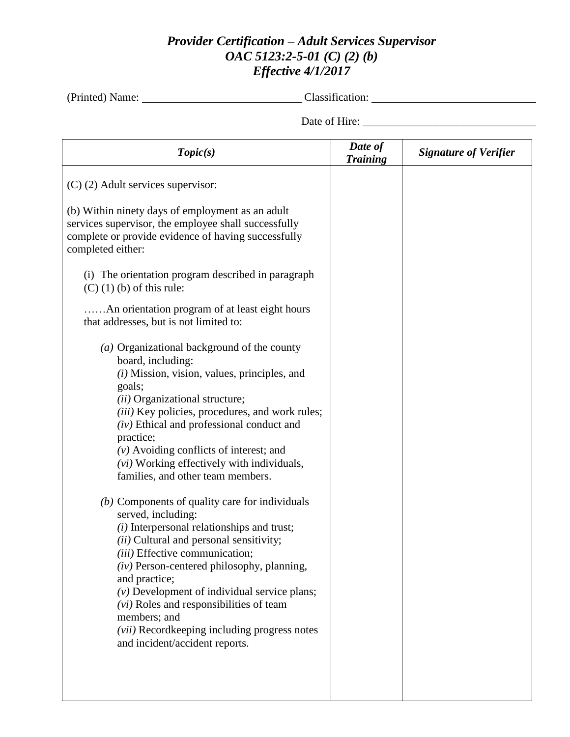# *Provider Certification – Adult Services Supervisor*
# *OAC 5123:2-5-01 (C) (2) (b)*
# *Effective 4/1/2017*

(Printed) Name: ____________________________ Classification: ____________________________

Date of Hire: ______________________________

| *Topic(s)* | *Date of Training* | *Signature of Verifier* |
|---|---|---|
| (C) (2) Adult services supervisor:<br><br>(b) Within ninety days of employment as an adult services supervisor, the employee shall successfully complete or provide evidence of having successfully completed either:<br><br>(i) The orientation program described in paragraph (C) (1) (b) of this rule:<br><br>……An orientation program of at least eight hours that addresses, but is not limited to:<br><br>*(a)* Organizational background of the county board, including:<br>*(i)* Mission, vision, values, principles, and goals;<br>*(ii)* Organizational structure;<br>*(iii)* Key policies, procedures, and work rules;<br>*(iv)* Ethical and professional conduct and practice;<br>*(v)* Avoiding conflicts of interest; and<br>*(vi)* Working effectively with individuals, families, and other team members.<br><br>*(b)* Components of quality care for individuals served, including:<br>*(i)* Interpersonal relationships and trust;<br>*(ii)* Cultural and personal sensitivity;<br>*(iii)* Effective communication;<br>*(iv)* Person-centered philosophy, planning, and practice;<br>*(v)* Development of individual service plans;<br>*(vi)* Roles and responsibilities of team members; and<br>*(vii)* Recordkeeping including progress notes and incident/accident reports. | | |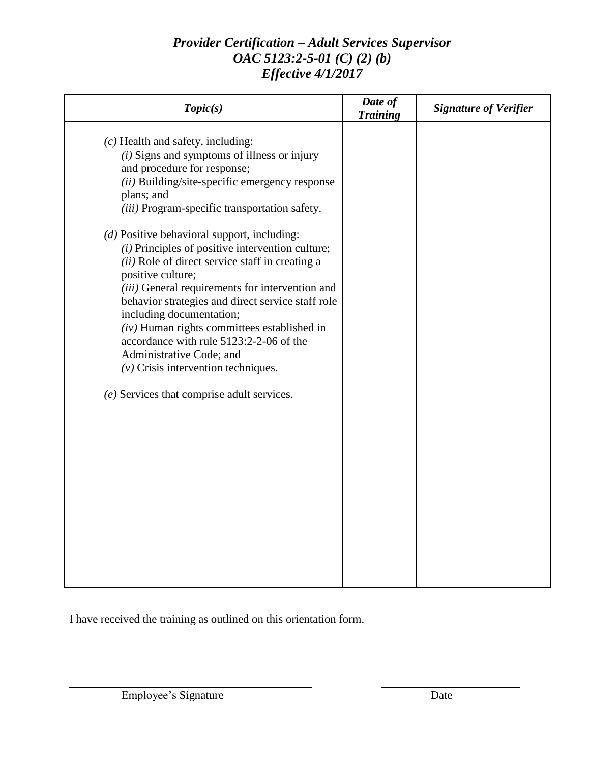***Provider Certification – Adult Services Supervisor***
***OAC 5123:2-5-01 (C) (2) (b)***
***Effective 4/1/2017***

| ***Topic(s)*** | ***Date of Training*** | ***Signature of Verifier*** |
|---|---|---|
| *(c)* Health and safety, including:<br>*(i)* Signs and symptoms of illness or injury and procedure for response;<br>*(ii)* Building/site-specific emergency response plans; and<br>*(iii)* Program-specific transportation safety.<br><br>*(d)* Positive behavioral support, including:<br>*(i)* Principles of positive intervention culture;<br>*(ii)* Role of direct service staff in creating a positive culture;<br>*(iii)* General requirements for intervention and behavior strategies and direct service staff role including documentation;<br>*(iv)* Human rights committees established in accordance with rule 5123:2-2-06 of the Administrative Code; and<br>*(v)* Crisis intervention techniques.<br><br>*(e)* Services that comprise adult services. | | |

I have received the training as outlined on this orientation form.

______________________________ Employee's Signature

______________________________ Date